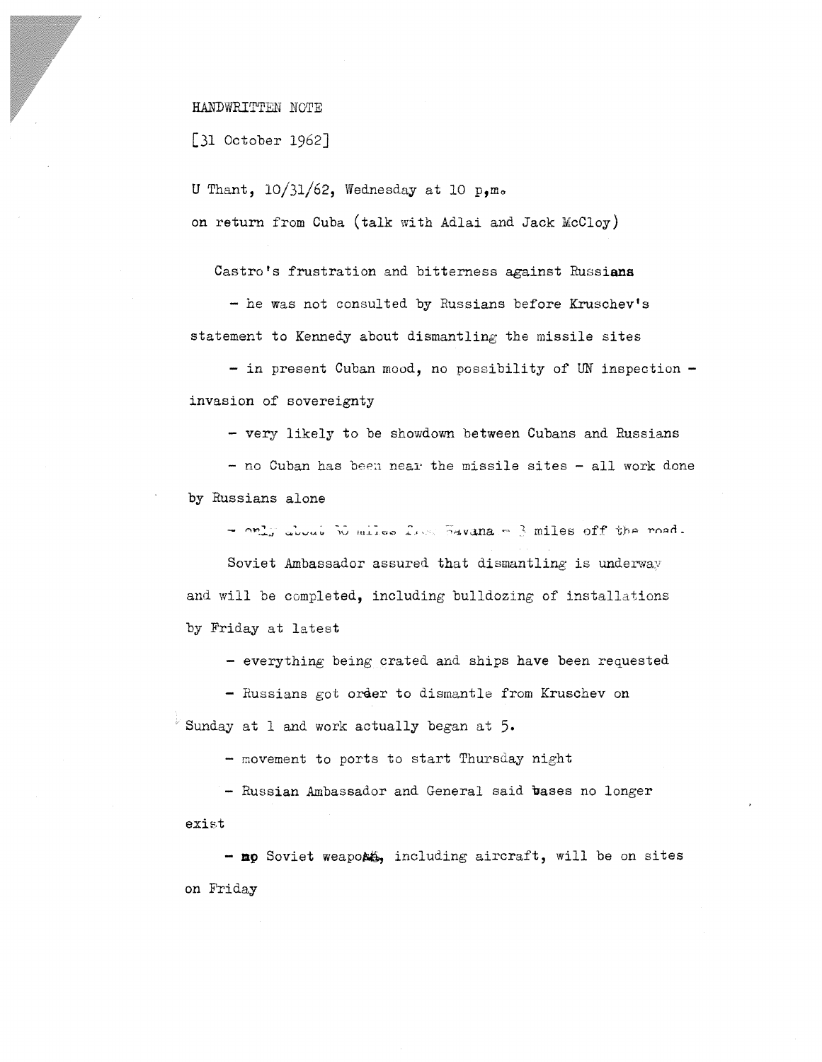HANDWRITTEN NOTE

[31 October 1962]

U Thant, 10/31/62, Wednesday at 10 p.m.

on return from Cuba (talk with Adlai and Jack McCloy)

Castro's frustration and bitterness against Russians

- he was not consulted by Russians before Kruschev's statement to Kennedy about dismantling the missile sites
- in present Cuban mood, no possibility of UN inspection - invasion of sovereignty
- very likely to be showdown between Cubans and Russians
- no Cuban has been near the missile sites - all work done by Russians alone
- only about 30 miles from Havana - 3 miles off the road.

Soviet Ambassador assured that dismantling is underway and will be completed, including bulldozing of installations by Friday at latest

- everything being crated and ships have been requested
- Russians got order to dismantle from Kruschev on Sunday at 1 and work actually began at 5.
- movement to ports to start Thursday night
- Russian Ambassador and General said bases no longer exist
- no Soviet weapons, including aircraft, will be on sites on Friday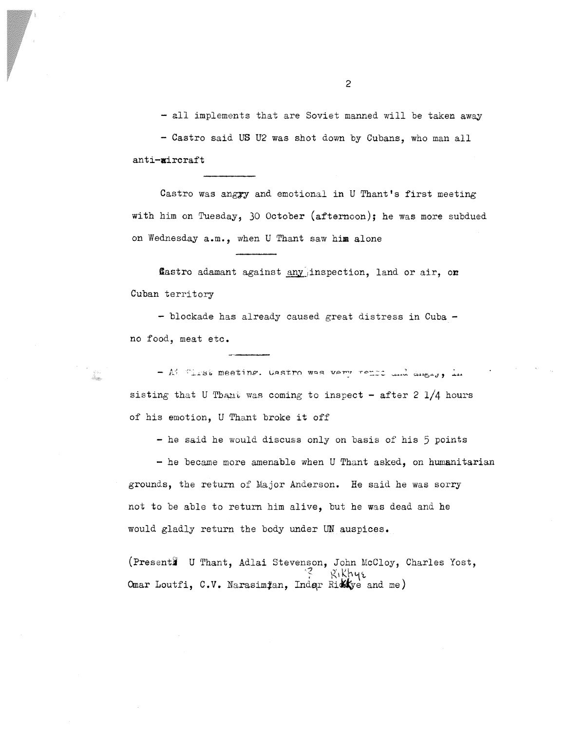- all implements that are Soviet manned will be taken away

- Castro said US U2 was shot down by Cubans, who man all anti-aircraft

---

Castro was angry and emotional in U Thant's first meeting with him on Tuesday, 30 October (afternoon); he was more subdued on Wednesday a.m., when U Thant saw him alone

---

Castro adamant against <u>any</u> inspection, land or air, on Cuban territory

- blockade has already caused great distress in Cuba - no food, meat etc.

---

- At first meeting, Castro was very tense and angry, insisting that U Thant was coming to inspect - after 2 1/4 hours of his emotion, U Thant broke it off

- he said he would discuss only on basis of his 5 points

- he became more amenable when U Thant asked, on humanitarian grounds, the return of Major Anderson. He said he was sorry not to be able to return him alive, but he was dead and he would gladly return the body under UN auspices.

(Present: U Thant, Adlai Stevenson, John McCloy, Charles Yost, Omar Loutfi, C.V. Narasimhan, Indar Rikhye and me)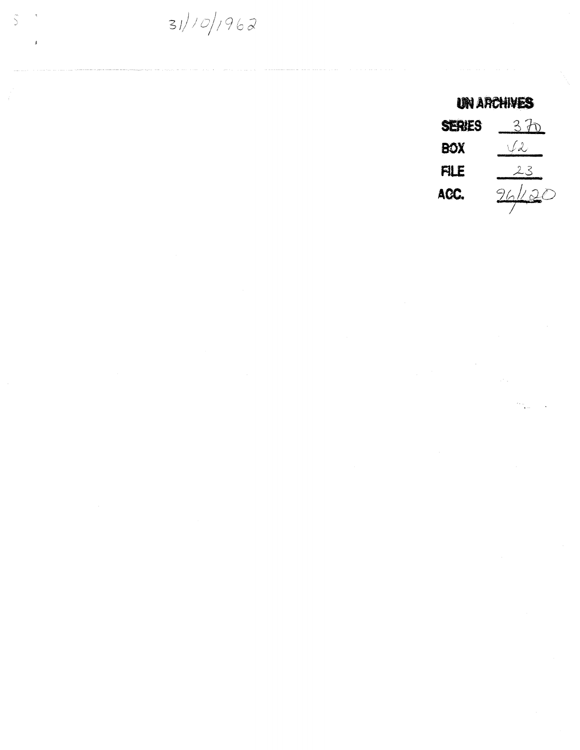31/10/1962

**UN ARCHIVES**

SERIES 370

BOX 12

FILE 23

ACC. 96/120